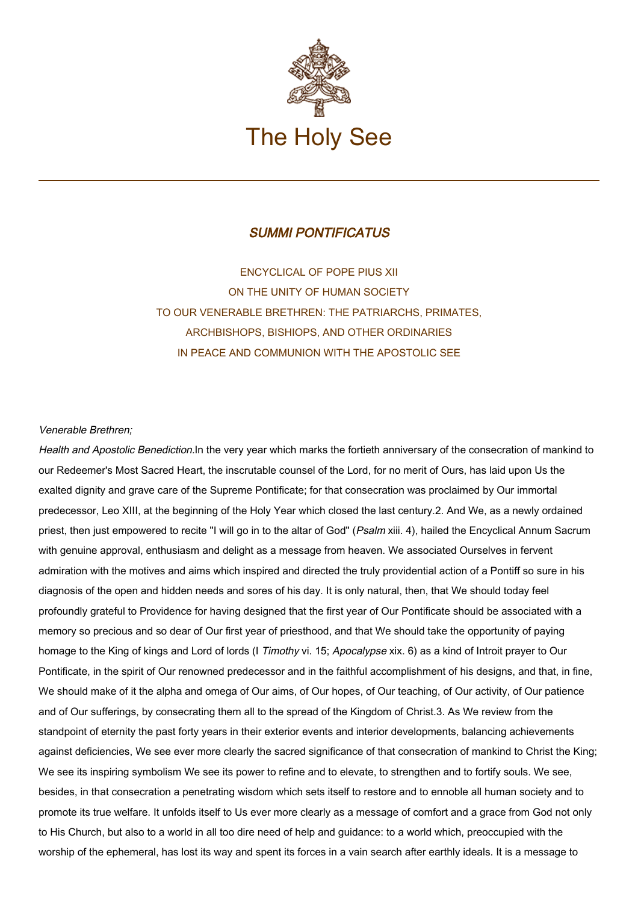The Holy See

## *SUMMI PONTIFICATUS*

ENCYCLICAL OF POPE PIUS XII
ON THE UNITY OF HUMAN SOCIETY
TO OUR VENERABLE BRETHREN: THE PATRIARCHS, PRIMATES,
ARCHBISHOPS, BISHIOPS, AND OTHER ORDINARIES
IN PEACE AND COMMUNION WITH THE APOSTOLIC SEE

*Venerable Brethren;*

*Health and Apostolic Benediction.*In the very year which marks the fortieth anniversary of the consecration of mankind to our Redeemer's Most Sacred Heart, the inscrutable counsel of the Lord, for no merit of Ours, has laid upon Us the exalted dignity and grave care of the Supreme Pontificate; for that consecration was proclaimed by Our immortal predecessor, Leo XIII, at the beginning of the Holy Year which closed the last century.2. And We, as a newly ordained priest, then just empowered to recite "I will go in to the altar of God" (*Psalm* xiii. 4), hailed the Encyclical Annum Sacrum with genuine approval, enthusiasm and delight as a message from heaven. We associated Ourselves in fervent admiration with the motives and aims which inspired and directed the truly providential action of a Pontiff so sure in his diagnosis of the open and hidden needs and sores of his day. It is only natural, then, that We should today feel profoundly grateful to Providence for having designed that the first year of Our Pontificate should be associated with a memory so precious and so dear of Our first year of priesthood, and that We should take the opportunity of paying homage to the King of kings and Lord of lords (I *Timothy* vi. 15; *Apocalypse* xix. 6) as a kind of Introit prayer to Our Pontificate, in the spirit of Our renowned predecessor and in the faithful accomplishment of his designs, and that, in fine, We should make of it the alpha and omega of Our aims, of Our hopes, of Our teaching, of Our activity, of Our patience and of Our sufferings, by consecrating them all to the spread of the Kingdom of Christ.3. As We review from the standpoint of eternity the past forty years in their exterior events and interior developments, balancing achievements against deficiencies, We see ever more clearly the sacred significance of that consecration of mankind to Christ the King; We see its inspiring symbolism We see its power to refine and to elevate, to strengthen and to fortify souls. We see, besides, in that consecration a penetrating wisdom which sets itself to restore and to ennoble all human society and to promote its true welfare. It unfolds itself to Us ever more clearly as a message of comfort and a grace from God not only to His Church, but also to a world in all too dire need of help and guidance: to a world which, preoccupied with the worship of the ephemeral, has lost its way and spent its forces in a vain search after earthly ideals. It is a message to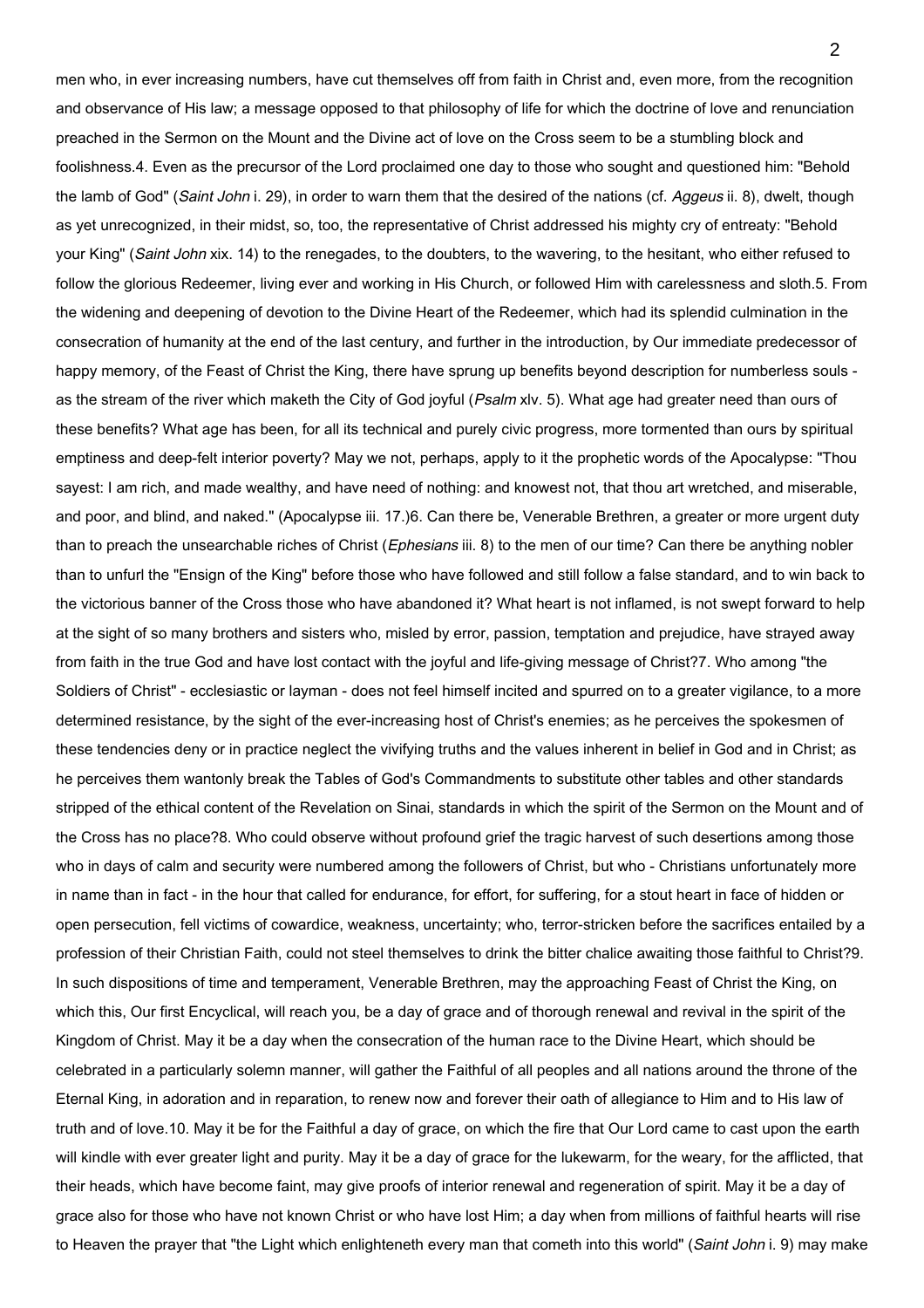men who, in ever increasing numbers, have cut themselves off from faith in Christ and, even more, from the recognition and observance of His law; a message opposed to that philosophy of life for which the doctrine of love and renunciation preached in the Sermon on the Mount and the Divine act of love on the Cross seem to be a stumbling block and foolishness.4. Even as the precursor of the Lord proclaimed one day to those who sought and questioned him: "Behold the lamb of God" (*Saint John* i. 29), in order to warn them that the desired of the nations (cf. *Aggeus* ii. 8), dwelt, though as yet unrecognized, in their midst, so, too, the representative of Christ addressed his mighty cry of entreaty: "Behold your King" (*Saint John* xix. 14) to the renegades, to the doubters, to the wavering, to the hesitant, who either refused to follow the glorious Redeemer, living ever and working in His Church, or followed Him with carelessness and sloth.5. From the widening and deepening of devotion to the Divine Heart of the Redeemer, which had its splendid culmination in the consecration of humanity at the end of the last century, and further in the introduction, by Our immediate predecessor of happy memory, of the Feast of Christ the King, there have sprung up benefits beyond description for numberless souls - as the stream of the river which maketh the City of God joyful (*Psalm* xlv. 5). What age had greater need than ours of these benefits? What age has been, for all its technical and purely civic progress, more tormented than ours by spiritual emptiness and deep-felt interior poverty? May we not, perhaps, apply to it the prophetic words of the Apocalypse: "Thou sayest: I am rich, and made wealthy, and have need of nothing: and knowest not, that thou art wretched, and miserable, and poor, and blind, and naked." (Apocalypse iii. 17.)6. Can there be, Venerable Brethren, a greater or more urgent duty than to preach the unsearchable riches of Christ (*Ephesians* iii. 8) to the men of our time? Can there be anything nobler than to unfurl the "Ensign of the King" before those who have followed and still follow a false standard, and to win back to the victorious banner of the Cross those who have abandoned it? What heart is not inflamed, is not swept forward to help at the sight of so many brothers and sisters who, misled by error, passion, temptation and prejudice, have strayed away from faith in the true God and have lost contact with the joyful and life-giving message of Christ?7. Who among "the Soldiers of Christ" - ecclesiastic or layman - does not feel himself incited and spurred on to a greater vigilance, to a more determined resistance, by the sight of the ever-increasing host of Christ's enemies; as he perceives the spokesmen of these tendencies deny or in practice neglect the vivifying truths and the values inherent in belief in God and in Christ; as he perceives them wantonly break the Tables of God's Commandments to substitute other tables and other standards stripped of the ethical content of the Revelation on Sinai, standards in which the spirit of the Sermon on the Mount and of the Cross has no place?8. Who could observe without profound grief the tragic harvest of such desertions among those who in days of calm and security were numbered among the followers of Christ, but who - Christians unfortunately more in name than in fact - in the hour that called for endurance, for effort, for suffering, for a stout heart in face of hidden or open persecution, fell victims of cowardice, weakness, uncertainty; who, terror-stricken before the sacrifices entailed by a profession of their Christian Faith, could not steel themselves to drink the bitter chalice awaiting those faithful to Christ?9. In such dispositions of time and temperament, Venerable Brethren, may the approaching Feast of Christ the King, on which this, Our first Encyclical, will reach you, be a day of grace and of thorough renewal and revival in the spirit of the Kingdom of Christ. May it be a day when the consecration of the human race to the Divine Heart, which should be celebrated in a particularly solemn manner, will gather the Faithful of all peoples and all nations around the throne of the Eternal King, in adoration and in reparation, to renew now and forever their oath of allegiance to Him and to His law of truth and of love.10. May it be for the Faithful a day of grace, on which the fire that Our Lord came to cast upon the earth will kindle with ever greater light and purity. May it be a day of grace for the lukewarm, for the weary, for the afflicted, that their heads, which have become faint, may give proofs of interior renewal and regeneration of spirit. May it be a day of grace also for those who have not known Christ or who have lost Him; a day when from millions of faithful hearts will rise to Heaven the prayer that "the Light which enlighteneth every man that cometh into this world" (*Saint John* i. 9) may make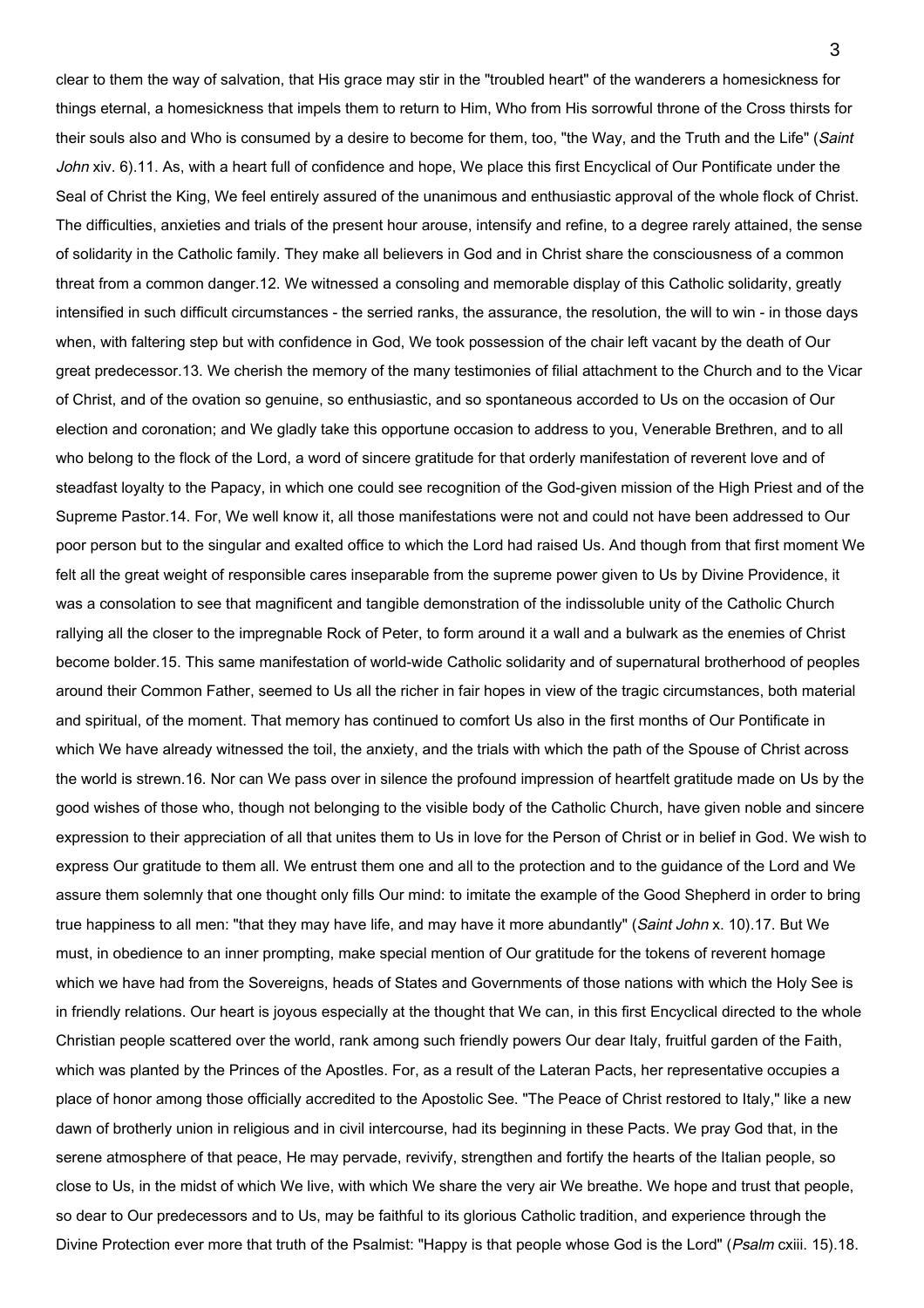clear to them the way of salvation, that His grace may stir in the "troubled heart" of the wanderers a homesickness for things eternal, a homesickness that impels them to return to Him, Who from His sorrowful throne of the Cross thirsts for their souls also and Who is consumed by a desire to become for them, too, "the Way, and the Truth and the Life" (*Saint John* xiv. 6).11. As, with a heart full of confidence and hope, We place this first Encyclical of Our Pontificate under the Seal of Christ the King, We feel entirely assured of the unanimous and enthusiastic approval of the whole flock of Christ. The difficulties, anxieties and trials of the present hour arouse, intensify and refine, to a degree rarely attained, the sense of solidarity in the Catholic family. They make all believers in God and in Christ share the consciousness of a common threat from a common danger.12. We witnessed a consoling and memorable display of this Catholic solidarity, greatly intensified in such difficult circumstances - the serried ranks, the assurance, the resolution, the will to win - in those days when, with faltering step but with confidence in God, We took possession of the chair left vacant by the death of Our great predecessor.13. We cherish the memory of the many testimonies of filial attachment to the Church and to the Vicar of Christ, and of the ovation so genuine, so enthusiastic, and so spontaneous accorded to Us on the occasion of Our election and coronation; and We gladly take this opportune occasion to address to you, Venerable Brethren, and to all who belong to the flock of the Lord, a word of sincere gratitude for that orderly manifestation of reverent love and of steadfast loyalty to the Papacy, in which one could see recognition of the God-given mission of the High Priest and of the Supreme Pastor.14. For, We well know it, all those manifestations were not and could not have been addressed to Our poor person but to the singular and exalted office to which the Lord had raised Us. And though from that first moment We felt all the great weight of responsible cares inseparable from the supreme power given to Us by Divine Providence, it was a consolation to see that magnificent and tangible demonstration of the indissoluble unity of the Catholic Church rallying all the closer to the impregnable Rock of Peter, to form around it a wall and a bulwark as the enemies of Christ become bolder.15. This same manifestation of world-wide Catholic solidarity and of supernatural brotherhood of peoples around their Common Father, seemed to Us all the richer in fair hopes in view of the tragic circumstances, both material and spiritual, of the moment. That memory has continued to comfort Us also in the first months of Our Pontificate in which We have already witnessed the toil, the anxiety, and the trials with which the path of the Spouse of Christ across the world is strewn.16. Nor can We pass over in silence the profound impression of heartfelt gratitude made on Us by the good wishes of those who, though not belonging to the visible body of the Catholic Church, have given noble and sincere expression to their appreciation of all that unites them to Us in love for the Person of Christ or in belief in God. We wish to express Our gratitude to them all. We entrust them one and all to the protection and to the guidance of the Lord and We assure them solemnly that one thought only fills Our mind: to imitate the example of the Good Shepherd in order to bring true happiness to all men: "that they may have life, and may have it more abundantly" (*Saint John* x. 10).17. But We must, in obedience to an inner prompting, make special mention of Our gratitude for the tokens of reverent homage which we have had from the Sovereigns, heads of States and Governments of those nations with which the Holy See is in friendly relations. Our heart is joyous especially at the thought that We can, in this first Encyclical directed to the whole Christian people scattered over the world, rank among such friendly powers Our dear Italy, fruitful garden of the Faith, which was planted by the Princes of the Apostles. For, as a result of the Lateran Pacts, her representative occupies a place of honor among those officially accredited to the Apostolic See. "The Peace of Christ restored to Italy," like a new dawn of brotherly union in religious and in civil intercourse, had its beginning in these Pacts. We pray God that, in the serene atmosphere of that peace, He may pervade, revivify, strengthen and fortify the hearts of the Italian people, so close to Us, in the midst of which We live, with which We share the very air We breathe. We hope and trust that people, so dear to Our predecessors and to Us, may be faithful to its glorious Catholic tradition, and experience through the Divine Protection ever more that truth of the Psalmist: "Happy is that people whose God is the Lord" (*Psalm* cxiii. 15).18.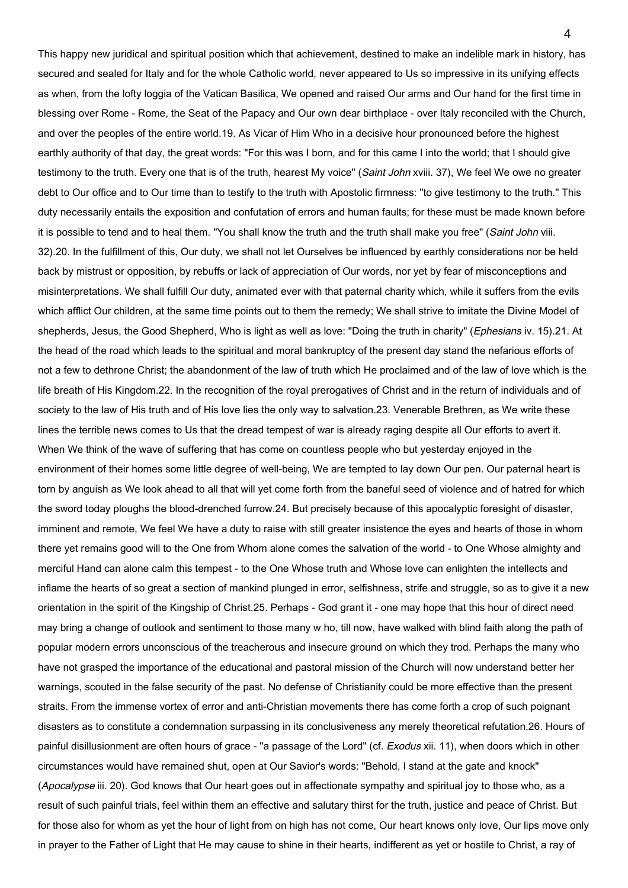This happy new juridical and spiritual position which that achievement, destined to make an indelible mark in history, has secured and sealed for Italy and for the whole Catholic world, never appeared to Us so impressive in its unifying effects as when, from the lofty loggia of the Vatican Basilica, We opened and raised Our arms and Our hand for the first time in blessing over Rome - Rome, the Seat of the Papacy and Our own dear birthplace - over Italy reconciled with the Church, and over the peoples of the entire world.19. As Vicar of Him Who in a decisive hour pronounced before the highest earthly authority of that day, the great words: "For this was I born, and for this came I into the world; that I should give testimony to the truth. Every one that is of the truth, heareth My voice" (*Saint John* xviii. 37), We feel We owe no greater debt to Our office and to Our time than to testify to the truth with Apostolic firmness: "to give testimony to the truth." This duty necessarily entails the exposition and confutation of errors and human faults; for these must be made known before it is possible to tend and to heal them. "You shall know the truth and the truth shall make you free" (*Saint John* viii. 32).20. In the fulfillment of this, Our duty, we shall not let Ourselves be influenced by earthly considerations nor be held back by mistrust or opposition, by rebuffs or lack of appreciation of Our words, nor yet by fear of misconceptions and misinterpretations. We shall fulfill Our duty, animated ever with that paternal charity which, while it suffers from the evils which afflict Our children, at the same time points out to them the remedy; We shall strive to imitate the Divine Model of shepherds, Jesus, the Good Shepherd, Who is light as well as love: "Doing the truth in charity" (*Ephesians* iv. 15).21. At the head of the road which leads to the spiritual and moral bankruptcy of the present day stand the nefarious efforts of not a few to dethrone Christ; the abandonment of the law of truth which He proclaimed and of the law of love which is the life breath of His Kingdom.22. In the recognition of the royal prerogatives of Christ and in the return of individuals and of society to the law of His truth and of His love lies the only way to salvation.23. Venerable Brethren, as We write these lines the terrible news comes to Us that the dread tempest of war is already raging despite all Our efforts to avert it. When We think of the wave of suffering that has come on countless people who but yesterday enjoyed in the environment of their homes some little degree of well-being, We are tempted to lay down Our pen. Our paternal heart is torn by anguish as We look ahead to all that will yet come forth from the baneful seed of violence and of hatred for which the sword today ploughs the blood-drenched furrow.24. But precisely because of this apocalyptic foresight of disaster, imminent and remote, We feel We have a duty to raise with still greater insistence the eyes and hearts of those in whom there yet remains good will to the One from Whom alone comes the salvation of the world - to One Whose almighty and merciful Hand can alone calm this tempest - to the One Whose truth and Whose love can enlighten the intellects and inflame the hearts of so great a section of mankind plunged in error, selfishness, strife and struggle, so as to give it a new orientation in the spirit of the Kingship of Christ.25. Perhaps - God grant it - one may hope that this hour of direct need may bring a change of outlook and sentiment to those many w ho, till now, have walked with blind faith along the path of popular modern errors unconscious of the treacherous and insecure ground on which they trod. Perhaps the many who have not grasped the importance of the educational and pastoral mission of the Church will now understand better her warnings, scouted in the false security of the past. No defense of Christianity could be more effective than the present straits. From the immense vortex of error and anti-Christian movements there has come forth a crop of such poignant disasters as to constitute a condemnation surpassing in its conclusiveness any merely theoretical refutation.26. Hours of painful disillusionment are often hours of grace - "a passage of the Lord" (cf. *Exodus* xii. 11), when doors which in other circumstances would have remained shut, open at Our Savior's words: "Behold, I stand at the gate and knock" (*Apocalypse* iii. 20). God knows that Our heart goes out in affectionate sympathy and spiritual joy to those who, as a result of such painful trials, feel within them an effective and salutary thirst for the truth, justice and peace of Christ. But for those also for whom as yet the hour of light from on high has not come, Our heart knows only love, Our lips move only in prayer to the Father of Light that He may cause to shine in their hearts, indifferent as yet or hostile to Christ, a ray of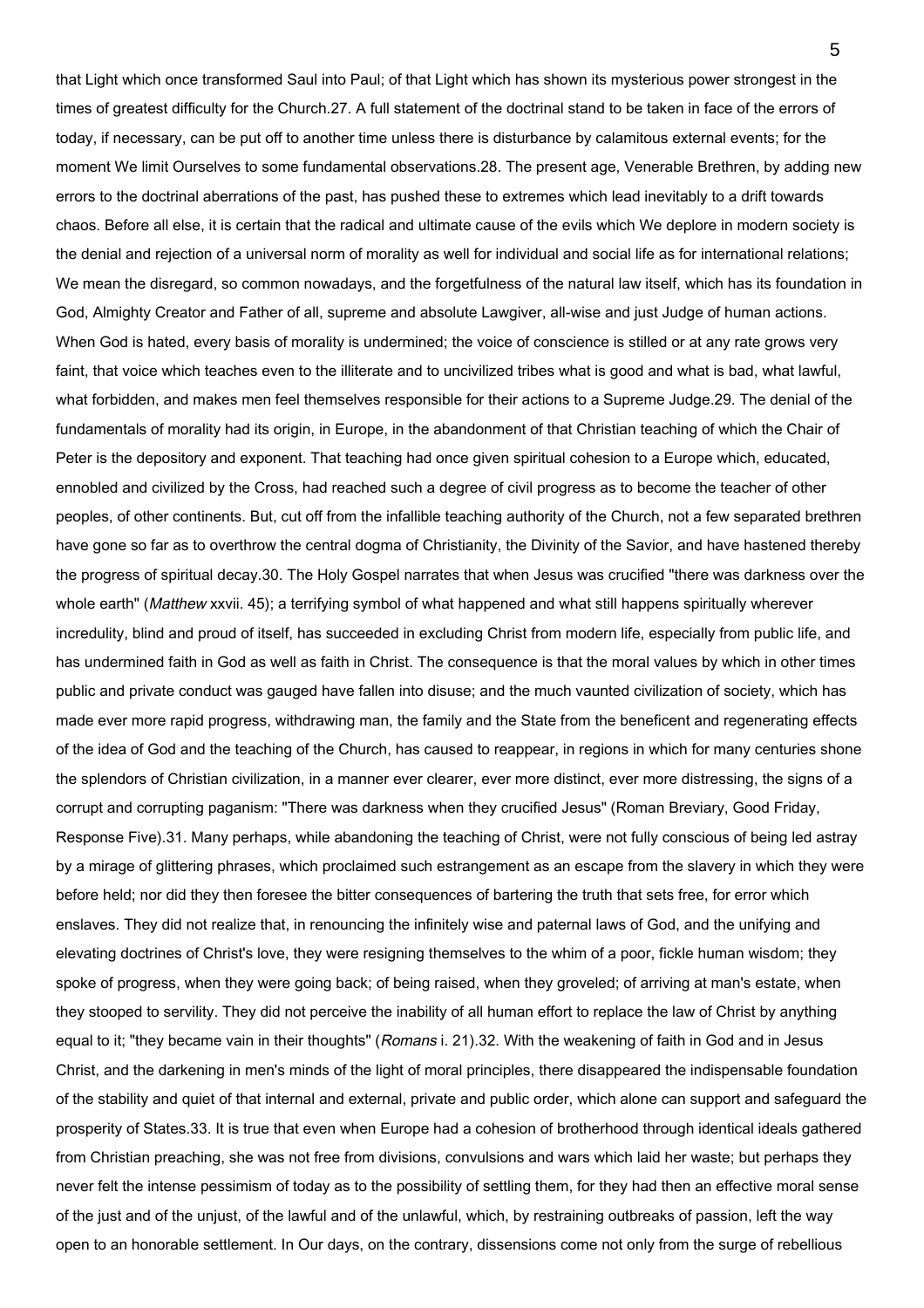that Light which once transformed Saul into Paul; of that Light which has shown its mysterious power strongest in the times of greatest difficulty for the Church.27. A full statement of the doctrinal stand to be taken in face of the errors of today, if necessary, can be put off to another time unless there is disturbance by calamitous external events; for the moment We limit Ourselves to some fundamental observations.28. The present age, Venerable Brethren, by adding new errors to the doctrinal aberrations of the past, has pushed these to extremes which lead inevitably to a drift towards chaos. Before all else, it is certain that the radical and ultimate cause of the evils which We deplore in modern society is the denial and rejection of a universal norm of morality as well for individual and social life as for international relations; We mean the disregard, so common nowadays, and the forgetfulness of the natural law itself, which has its foundation in God, Almighty Creator and Father of all, supreme and absolute Lawgiver, all-wise and just Judge of human actions. When God is hated, every basis of morality is undermined; the voice of conscience is stilled or at any rate grows very faint, that voice which teaches even to the illiterate and to uncivilized tribes what is good and what is bad, what lawful, what forbidden, and makes men feel themselves responsible for their actions to a Supreme Judge.29. The denial of the fundamentals of morality had its origin, in Europe, in the abandonment of that Christian teaching of which the Chair of Peter is the depository and exponent. That teaching had once given spiritual cohesion to a Europe which, educated, ennobled and civilized by the Cross, had reached such a degree of civil progress as to become the teacher of other peoples, of other continents. But, cut off from the infallible teaching authority of the Church, not a few separated brethren have gone so far as to overthrow the central dogma of Christianity, the Divinity of the Savior, and have hastened thereby the progress of spiritual decay.30. The Holy Gospel narrates that when Jesus was crucified "there was darkness over the whole earth" (*Matthew* xxvii. 45); a terrifying symbol of what happened and what still happens spiritually wherever incredulity, blind and proud of itself, has succeeded in excluding Christ from modern life, especially from public life, and has undermined faith in God as well as faith in Christ. The consequence is that the moral values by which in other times public and private conduct was gauged have fallen into disuse; and the much vaunted civilization of society, which has made ever more rapid progress, withdrawing man, the family and the State from the beneficent and regenerating effects of the idea of God and the teaching of the Church, has caused to reappear, in regions in which for many centuries shone the splendors of Christian civilization, in a manner ever clearer, ever more distinct, ever more distressing, the signs of a corrupt and corrupting paganism: "There was darkness when they crucified Jesus" (Roman Breviary, Good Friday, Response Five).31. Many perhaps, while abandoning the teaching of Christ, were not fully conscious of being led astray by a mirage of glittering phrases, which proclaimed such estrangement as an escape from the slavery in which they were before held; nor did they then foresee the bitter consequences of bartering the truth that sets free, for error which enslaves. They did not realize that, in renouncing the infinitely wise and paternal laws of God, and the unifying and elevating doctrines of Christ's love, they were resigning themselves to the whim of a poor, fickle human wisdom; they spoke of progress, when they were going back; of being raised, when they groveled; of arriving at man's estate, when they stooped to servility. They did not perceive the inability of all human effort to replace the law of Christ by anything equal to it; "they became vain in their thoughts" (*Romans* i. 21).32. With the weakening of faith in God and in Jesus Christ, and the darkening in men's minds of the light of moral principles, there disappeared the indispensable foundation of the stability and quiet of that internal and external, private and public order, which alone can support and safeguard the prosperity of States.33. It is true that even when Europe had a cohesion of brotherhood through identical ideals gathered from Christian preaching, she was not free from divisions, convulsions and wars which laid her waste; but perhaps they never felt the intense pessimism of today as to the possibility of settling them, for they had then an effective moral sense of the just and of the unjust, of the lawful and of the unlawful, which, by restraining outbreaks of passion, left the way open to an honorable settlement. In Our days, on the contrary, dissensions come not only from the surge of rebellious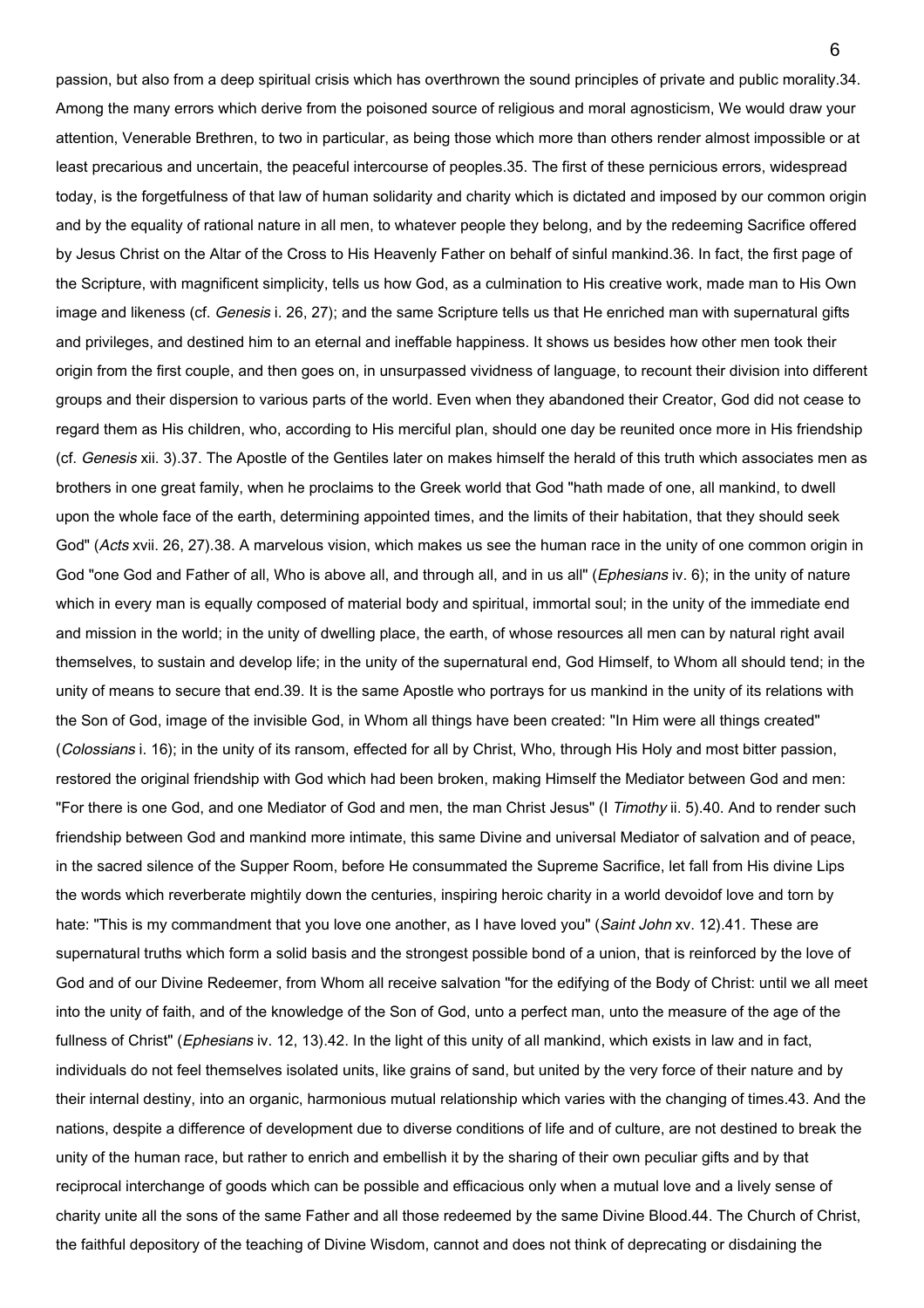passion, but also from a deep spiritual crisis which has overthrown the sound principles of private and public morality.34. Among the many errors which derive from the poisoned source of religious and moral agnosticism, We would draw your attention, Venerable Brethren, to two in particular, as being those which more than others render almost impossible or at least precarious and uncertain, the peaceful intercourse of peoples.35. The first of these pernicious errors, widespread today, is the forgetfulness of that law of human solidarity and charity which is dictated and imposed by our common origin and by the equality of rational nature in all men, to whatever people they belong, and by the redeeming Sacrifice offered by Jesus Christ on the Altar of the Cross to His Heavenly Father on behalf of sinful mankind.36. In fact, the first page of the Scripture, with magnificent simplicity, tells us how God, as a culmination to His creative work, made man to His Own image and likeness (cf. *Genesis* i. 26, 27); and the same Scripture tells us that He enriched man with supernatural gifts and privileges, and destined him to an eternal and ineffable happiness. It shows us besides how other men took their origin from the first couple, and then goes on, in unsurpassed vividness of language, to recount their division into different groups and their dispersion to various parts of the world. Even when they abandoned their Creator, God did not cease to regard them as His children, who, according to His merciful plan, should one day be reunited once more in His friendship (cf. *Genesis* xii. 3).37. The Apostle of the Gentiles later on makes himself the herald of this truth which associates men as brothers in one great family, when he proclaims to the Greek world that God "hath made of one, all mankind, to dwell upon the whole face of the earth, determining appointed times, and the limits of their habitation, that they should seek God" (*Acts* xvii. 26, 27).38. A marvelous vision, which makes us see the human race in the unity of one common origin in God "one God and Father of all, Who is above all, and through all, and in us all" (*Ephesians* iv. 6); in the unity of nature which in every man is equally composed of material body and spiritual, immortal soul; in the unity of the immediate end and mission in the world; in the unity of dwelling place, the earth, of whose resources all men can by natural right avail themselves, to sustain and develop life; in the unity of the supernatural end, God Himself, to Whom all should tend; in the unity of means to secure that end.39. It is the same Apostle who portrays for us mankind in the unity of its relations with the Son of God, image of the invisible God, in Whom all things have been created: "In Him were all things created" (*Colossians* i. 16); in the unity of its ransom, effected for all by Christ, Who, through His Holy and most bitter passion, restored the original friendship with God which had been broken, making Himself the Mediator between God and men: "For there is one God, and one Mediator of God and men, the man Christ Jesus" (I *Timothy* ii. 5).40. And to render such friendship between God and mankind more intimate, this same Divine and universal Mediator of salvation and of peace, in the sacred silence of the Supper Room, before He consummated the Supreme Sacrifice, let fall from His divine Lips the words which reverberate mightily down the centuries, inspiring heroic charity in a world devoidof love and torn by hate: "This is my commandment that you love one another, as I have loved you" (*Saint John* xv. 12).41. These are supernatural truths which form a solid basis and the strongest possible bond of a union, that is reinforced by the love of God and of our Divine Redeemer, from Whom all receive salvation "for the edifying of the Body of Christ: until we all meet into the unity of faith, and of the knowledge of the Son of God, unto a perfect man, unto the measure of the age of the fullness of Christ" (*Ephesians* iv. 12, 13).42. In the light of this unity of all mankind, which exists in law and in fact, individuals do not feel themselves isolated units, like grains of sand, but united by the very force of their nature and by their internal destiny, into an organic, harmonious mutual relationship which varies with the changing of times.43. And the nations, despite a difference of development due to diverse conditions of life and of culture, are not destined to break the unity of the human race, but rather to enrich and embellish it by the sharing of their own peculiar gifts and by that reciprocal interchange of goods which can be possible and efficacious only when a mutual love and a lively sense of charity unite all the sons of the same Father and all those redeemed by the same Divine Blood.44. The Church of Christ, the faithful depository of the teaching of Divine Wisdom, cannot and does not think of deprecating or disdaining the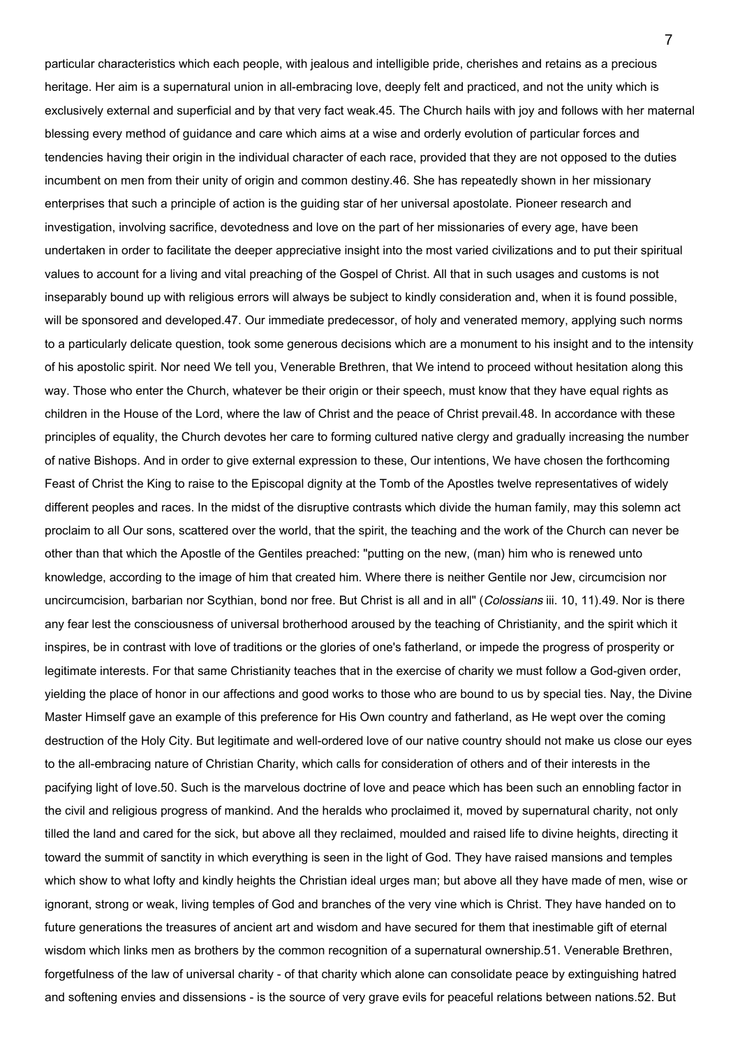particular characteristics which each people, with jealous and intelligible pride, cherishes and retains as a precious heritage. Her aim is a supernatural union in all-embracing love, deeply felt and practiced, and not the unity which is exclusively external and superficial and by that very fact weak.45. The Church hails with joy and follows with her maternal blessing every method of guidance and care which aims at a wise and orderly evolution of particular forces and tendencies having their origin in the individual character of each race, provided that they are not opposed to the duties incumbent on men from their unity of origin and common destiny.46. She has repeatedly shown in her missionary enterprises that such a principle of action is the guiding star of her universal apostolate. Pioneer research and investigation, involving sacrifice, devotedness and love on the part of her missionaries of every age, have been undertaken in order to facilitate the deeper appreciative insight into the most varied civilizations and to put their spiritual values to account for a living and vital preaching of the Gospel of Christ. All that in such usages and customs is not inseparably bound up with religious errors will always be subject to kindly consideration and, when it is found possible, will be sponsored and developed.47. Our immediate predecessor, of holy and venerated memory, applying such norms to a particularly delicate question, took some generous decisions which are a monument to his insight and to the intensity of his apostolic spirit. Nor need We tell you, Venerable Brethren, that We intend to proceed without hesitation along this way. Those who enter the Church, whatever be their origin or their speech, must know that they have equal rights as children in the House of the Lord, where the law of Christ and the peace of Christ prevail.48. In accordance with these principles of equality, the Church devotes her care to forming cultured native clergy and gradually increasing the number of native Bishops. And in order to give external expression to these, Our intentions, We have chosen the forthcoming Feast of Christ the King to raise to the Episcopal dignity at the Tomb of the Apostles twelve representatives of widely different peoples and races. In the midst of the disruptive contrasts which divide the human family, may this solemn act proclaim to all Our sons, scattered over the world, that the spirit, the teaching and the work of the Church can never be other than that which the Apostle of the Gentiles preached: "putting on the new, (man) him who is renewed unto knowledge, according to the image of him that created him. Where there is neither Gentile nor Jew, circumcision nor uncircumcision, barbarian nor Scythian, bond nor free. But Christ is all and in all" (*Colossians* iii. 10, 11).49. Nor is there any fear lest the consciousness of universal brotherhood aroused by the teaching of Christianity, and the spirit which it inspires, be in contrast with love of traditions or the glories of one's fatherland, or impede the progress of prosperity or legitimate interests. For that same Christianity teaches that in the exercise of charity we must follow a God-given order, yielding the place of honor in our affections and good works to those who are bound to us by special ties. Nay, the Divine Master Himself gave an example of this preference for His Own country and fatherland, as He wept over the coming destruction of the Holy City. But legitimate and well-ordered love of our native country should not make us close our eyes to the all-embracing nature of Christian Charity, which calls for consideration of others and of their interests in the pacifying light of love.50. Such is the marvelous doctrine of love and peace which has been such an ennobling factor in the civil and religious progress of mankind. And the heralds who proclaimed it, moved by supernatural charity, not only tilled the land and cared for the sick, but above all they reclaimed, moulded and raised life to divine heights, directing it toward the summit of sanctity in which everything is seen in the light of God. They have raised mansions and temples which show to what lofty and kindly heights the Christian ideal urges man; but above all they have made of men, wise or ignorant, strong or weak, living temples of God and branches of the very vine which is Christ. They have handed on to future generations the treasures of ancient art and wisdom and have secured for them that inestimable gift of eternal wisdom which links men as brothers by the common recognition of a supernatural ownership.51. Venerable Brethren, forgetfulness of the law of universal charity - of that charity which alone can consolidate peace by extinguishing hatred and softening envies and dissensions - is the source of very grave evils for peaceful relations between nations.52. But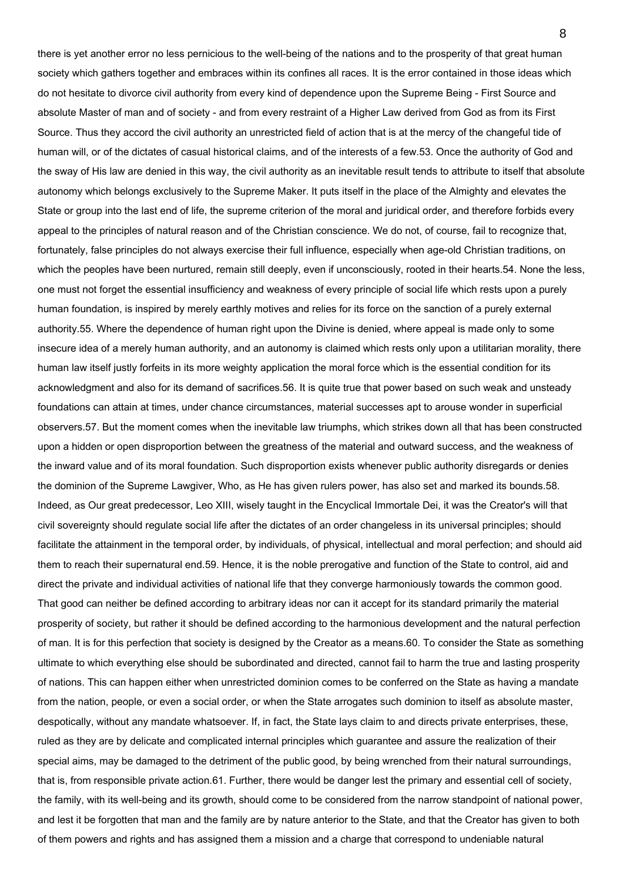there is yet another error no less pernicious to the well-being of the nations and to the prosperity of that great human society which gathers together and embraces within its confines all races. It is the error contained in those ideas which do not hesitate to divorce civil authority from every kind of dependence upon the Supreme Being - First Source and absolute Master of man and of society - and from every restraint of a Higher Law derived from God as from its First Source. Thus they accord the civil authority an unrestricted field of action that is at the mercy of the changeful tide of human will, or of the dictates of casual historical claims, and of the interests of a few.53. Once the authority of God and the sway of His law are denied in this way, the civil authority as an inevitable result tends to attribute to itself that absolute autonomy which belongs exclusively to the Supreme Maker. It puts itself in the place of the Almighty and elevates the State or group into the last end of life, the supreme criterion of the moral and juridical order, and therefore forbids every appeal to the principles of natural reason and of the Christian conscience. We do not, of course, fail to recognize that, fortunately, false principles do not always exercise their full influence, especially when age-old Christian traditions, on which the peoples have been nurtured, remain still deeply, even if unconsciously, rooted in their hearts.54. None the less, one must not forget the essential insufficiency and weakness of every principle of social life which rests upon a purely human foundation, is inspired by merely earthly motives and relies for its force on the sanction of a purely external authority.55. Where the dependence of human right upon the Divine is denied, where appeal is made only to some insecure idea of a merely human authority, and an autonomy is claimed which rests only upon a utilitarian morality, there human law itself justly forfeits in its more weighty application the moral force which is the essential condition for its acknowledgment and also for its demand of sacrifices.56. It is quite true that power based on such weak and unsteady foundations can attain at times, under chance circumstances, material successes apt to arouse wonder in superficial observers.57. But the moment comes when the inevitable law triumphs, which strikes down all that has been constructed upon a hidden or open disproportion between the greatness of the material and outward success, and the weakness of the inward value and of its moral foundation. Such disproportion exists whenever public authority disregards or denies the dominion of the Supreme Lawgiver, Who, as He has given rulers power, has also set and marked its bounds.58. Indeed, as Our great predecessor, Leo XIII, wisely taught in the Encyclical Immortale Dei, it was the Creator's will that civil sovereignty should regulate social life after the dictates of an order changeless in its universal principles; should facilitate the attainment in the temporal order, by individuals, of physical, intellectual and moral perfection; and should aid them to reach their supernatural end.59. Hence, it is the noble prerogative and function of the State to control, aid and direct the private and individual activities of national life that they converge harmoniously towards the common good. That good can neither be defined according to arbitrary ideas nor can it accept for its standard primarily the material prosperity of society, but rather it should be defined according to the harmonious development and the natural perfection of man. It is for this perfection that society is designed by the Creator as a means.60. To consider the State as something ultimate to which everything else should be subordinated and directed, cannot fail to harm the true and lasting prosperity of nations. This can happen either when unrestricted dominion comes to be conferred on the State as having a mandate from the nation, people, or even a social order, or when the State arrogates such dominion to itself as absolute master, despotically, without any mandate whatsoever. If, in fact, the State lays claim to and directs private enterprises, these, ruled as they are by delicate and complicated internal principles which guarantee and assure the realization of their special aims, may be damaged to the detriment of the public good, by being wrenched from their natural surroundings, that is, from responsible private action.61. Further, there would be danger lest the primary and essential cell of society, the family, with its well-being and its growth, should come to be considered from the narrow standpoint of national power, and lest it be forgotten that man and the family are by nature anterior to the State, and that the Creator has given to both of them powers and rights and has assigned them a mission and a charge that correspond to undeniable natural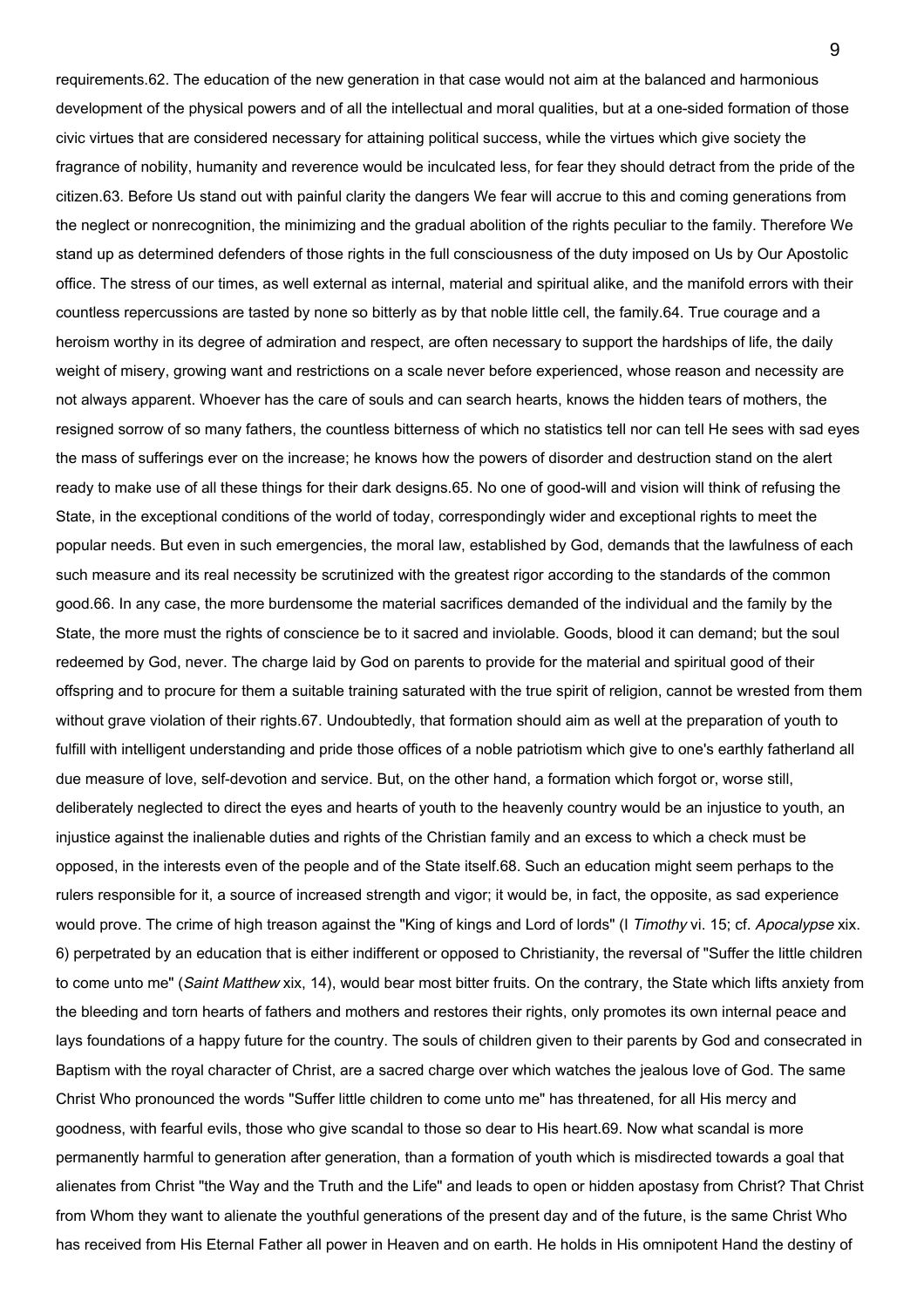requirements.62. The education of the new generation in that case would not aim at the balanced and harmonious development of the physical powers and of all the intellectual and moral qualities, but at a one-sided formation of those civic virtues that are considered necessary for attaining political success, while the virtues which give society the fragrance of nobility, humanity and reverence would be inculcated less, for fear they should detract from the pride of the citizen.63. Before Us stand out with painful clarity the dangers We fear will accrue to this and coming generations from the neglect or nonrecognition, the minimizing and the gradual abolition of the rights peculiar to the family. Therefore We stand up as determined defenders of those rights in the full consciousness of the duty imposed on Us by Our Apostolic office. The stress of our times, as well external as internal, material and spiritual alike, and the manifold errors with their countless repercussions are tasted by none so bitterly as by that noble little cell, the family.64. True courage and a heroism worthy in its degree of admiration and respect, are often necessary to support the hardships of life, the daily weight of misery, growing want and restrictions on a scale never before experienced, whose reason and necessity are not always apparent. Whoever has the care of souls and can search hearts, knows the hidden tears of mothers, the resigned sorrow of so many fathers, the countless bitterness of which no statistics tell nor can tell He sees with sad eyes the mass of sufferings ever on the increase; he knows how the powers of disorder and destruction stand on the alert ready to make use of all these things for their dark designs.65. No one of good-will and vision will think of refusing the State, in the exceptional conditions of the world of today, correspondingly wider and exceptional rights to meet the popular needs. But even in such emergencies, the moral law, established by God, demands that the lawfulness of each such measure and its real necessity be scrutinized with the greatest rigor according to the standards of the common good.66. In any case, the more burdensome the material sacrifices demanded of the individual and the family by the State, the more must the rights of conscience be to it sacred and inviolable. Goods, blood it can demand; but the soul redeemed by God, never. The charge laid by God on parents to provide for the material and spiritual good of their offspring and to procure for them a suitable training saturated with the true spirit of religion, cannot be wrested from them without grave violation of their rights.67. Undoubtedly, that formation should aim as well at the preparation of youth to fulfill with intelligent understanding and pride those offices of a noble patriotism which give to one's earthly fatherland all due measure of love, self-devotion and service. But, on the other hand, a formation which forgot or, worse still, deliberately neglected to direct the eyes and hearts of youth to the heavenly country would be an injustice to youth, an injustice against the inalienable duties and rights of the Christian family and an excess to which a check must be opposed, in the interests even of the people and of the State itself.68. Such an education might seem perhaps to the rulers responsible for it, a source of increased strength and vigor; it would be, in fact, the opposite, as sad experience would prove. The crime of high treason against the "King of kings and Lord of lords" (I *Timothy* vi. 15; cf. *Apocalypse* xix. 6) perpetrated by an education that is either indifferent or opposed to Christianity, the reversal of "Suffer the little children to come unto me" (*Saint Matthew* xix, 14), would bear most bitter fruits. On the contrary, the State which lifts anxiety from the bleeding and torn hearts of fathers and mothers and restores their rights, only promotes its own internal peace and lays foundations of a happy future for the country. The souls of children given to their parents by God and consecrated in Baptism with the royal character of Christ, are a sacred charge over which watches the jealous love of God. The same Christ Who pronounced the words "Suffer little children to come unto me" has threatened, for all His mercy and goodness, with fearful evils, those who give scandal to those so dear to His heart.69. Now what scandal is more permanently harmful to generation after generation, than a formation of youth which is misdirected towards a goal that alienates from Christ "the Way and the Truth and the Life" and leads to open or hidden apostasy from Christ? That Christ from Whom they want to alienate the youthful generations of the present day and of the future, is the same Christ Who has received from His Eternal Father all power in Heaven and on earth. He holds in His omnipotent Hand the destiny of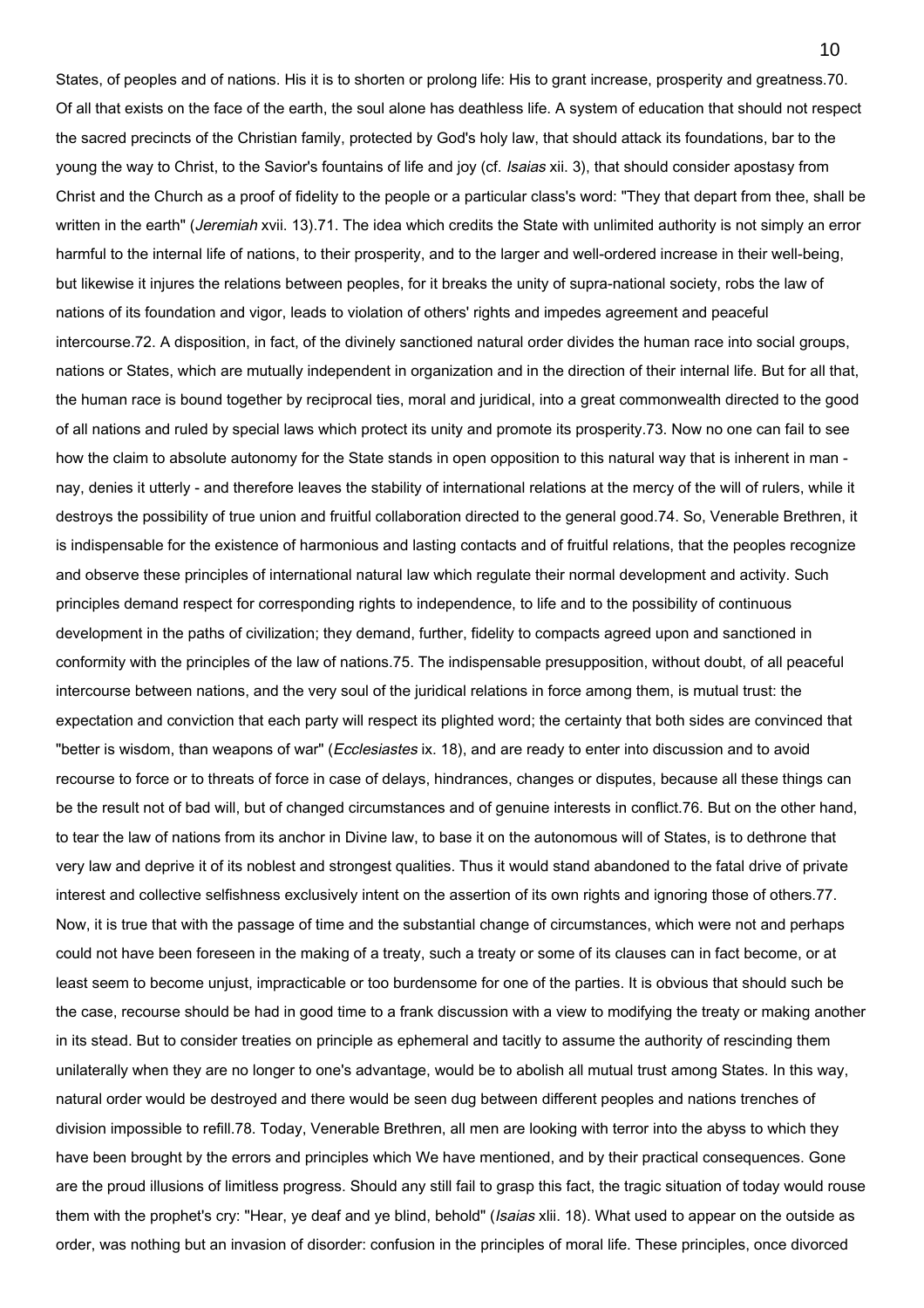States, of peoples and of nations. His it is to shorten or prolong life: His to grant increase, prosperity and greatness.70. Of all that exists on the face of the earth, the soul alone has deathless life. A system of education that should not respect the sacred precincts of the Christian family, protected by God's holy law, that should attack its foundations, bar to the young the way to Christ, to the Savior's fountains of life and joy (cf. *Isaias* xii. 3), that should consider apostasy from Christ and the Church as a proof of fidelity to the people or a particular class's word: "They that depart from thee, shall be written in the earth" (*Jeremiah* xvii. 13).71. The idea which credits the State with unlimited authority is not simply an error harmful to the internal life of nations, to their prosperity, and to the larger and well-ordered increase in their well-being, but likewise it injures the relations between peoples, for it breaks the unity of supra-national society, robs the law of nations of its foundation and vigor, leads to violation of others' rights and impedes agreement and peaceful intercourse.72. A disposition, in fact, of the divinely sanctioned natural order divides the human race into social groups, nations or States, which are mutually independent in organization and in the direction of their internal life. But for all that, the human race is bound together by reciprocal ties, moral and juridical, into a great commonwealth directed to the good of all nations and ruled by special laws which protect its unity and promote its prosperity.73. Now no one can fail to see how the claim to absolute autonomy for the State stands in open opposition to this natural way that is inherent in man - nay, denies it utterly - and therefore leaves the stability of international relations at the mercy of the will of rulers, while it destroys the possibility of true union and fruitful collaboration directed to the general good.74. So, Venerable Brethren, it is indispensable for the existence of harmonious and lasting contacts and of fruitful relations, that the peoples recognize and observe these principles of international natural law which regulate their normal development and activity. Such principles demand respect for corresponding rights to independence, to life and to the possibility of continuous development in the paths of civilization; they demand, further, fidelity to compacts agreed upon and sanctioned in conformity with the principles of the law of nations.75. The indispensable presupposition, without doubt, of all peaceful intercourse between nations, and the very soul of the juridical relations in force among them, is mutual trust: the expectation and conviction that each party will respect its plighted word; the certainty that both sides are convinced that "better is wisdom, than weapons of war" (*Ecclesiastes* ix. 18), and are ready to enter into discussion and to avoid recourse to force or to threats of force in case of delays, hindrances, changes or disputes, because all these things can be the result not of bad will, but of changed circumstances and of genuine interests in conflict.76. But on the other hand, to tear the law of nations from its anchor in Divine law, to base it on the autonomous will of States, is to dethrone that very law and deprive it of its noblest and strongest qualities. Thus it would stand abandoned to the fatal drive of private interest and collective selfishness exclusively intent on the assertion of its own rights and ignoring those of others.77. Now, it is true that with the passage of time and the substantial change of circumstances, which were not and perhaps could not have been foreseen in the making of a treaty, such a treaty or some of its clauses can in fact become, or at least seem to become unjust, impracticable or too burdensome for one of the parties. It is obvious that should such be the case, recourse should be had in good time to a frank discussion with a view to modifying the treaty or making another in its stead. But to consider treaties on principle as ephemeral and tacitly to assume the authority of rescinding them unilaterally when they are no longer to one's advantage, would be to abolish all mutual trust among States. In this way, natural order would be destroyed and there would be seen dug between different peoples and nations trenches of division impossible to refill.78. Today, Venerable Brethren, all men are looking with terror into the abyss to which they have been brought by the errors and principles which We have mentioned, and by their practical consequences. Gone are the proud illusions of limitless progress. Should any still fail to grasp this fact, the tragic situation of today would rouse them with the prophet's cry: "Hear, ye deaf and ye blind, behold" (*Isaias* xlii. 18). What used to appear on the outside as order, was nothing but an invasion of disorder: confusion in the principles of moral life. These principles, once divorced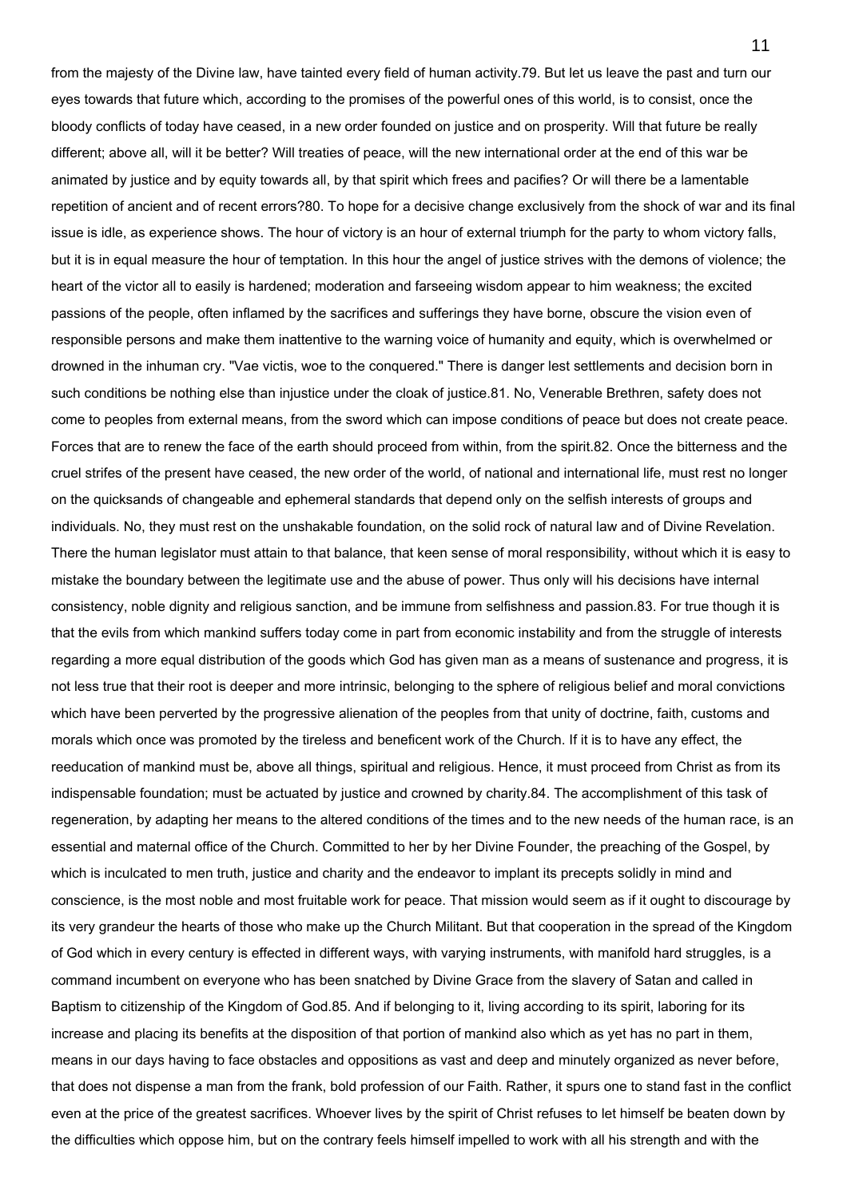from the majesty of the Divine law, have tainted every field of human activity.79. But let us leave the past and turn our eyes towards that future which, according to the promises of the powerful ones of this world, is to consist, once the bloody conflicts of today have ceased, in a new order founded on justice and on prosperity. Will that future be really different; above all, will it be better? Will treaties of peace, will the new international order at the end of this war be animated by justice and by equity towards all, by that spirit which frees and pacifies? Or will there be a lamentable repetition of ancient and of recent errors?80. To hope for a decisive change exclusively from the shock of war and its final issue is idle, as experience shows. The hour of victory is an hour of external triumph for the party to whom victory falls, but it is in equal measure the hour of temptation. In this hour the angel of justice strives with the demons of violence; the heart of the victor all to easily is hardened; moderation and farseeing wisdom appear to him weakness; the excited passions of the people, often inflamed by the sacrifices and sufferings they have borne, obscure the vision even of responsible persons and make them inattentive to the warning voice of humanity and equity, which is overwhelmed or drowned in the inhuman cry. "Vae victis, woe to the conquered." There is danger lest settlements and decision born in such conditions be nothing else than injustice under the cloak of justice.81. No, Venerable Brethren, safety does not come to peoples from external means, from the sword which can impose conditions of peace but does not create peace. Forces that are to renew the face of the earth should proceed from within, from the spirit.82. Once the bitterness and the cruel strifes of the present have ceased, the new order of the world, of national and international life, must rest no longer on the quicksands of changeable and ephemeral standards that depend only on the selfish interests of groups and individuals. No, they must rest on the unshakable foundation, on the solid rock of natural law and of Divine Revelation. There the human legislator must attain to that balance, that keen sense of moral responsibility, without which it is easy to mistake the boundary between the legitimate use and the abuse of power. Thus only will his decisions have internal consistency, noble dignity and religious sanction, and be immune from selfishness and passion.83. For true though it is that the evils from which mankind suffers today come in part from economic instability and from the struggle of interests regarding a more equal distribution of the goods which God has given man as a means of sustenance and progress, it is not less true that their root is deeper and more intrinsic, belonging to the sphere of religious belief and moral convictions which have been perverted by the progressive alienation of the peoples from that unity of doctrine, faith, customs and morals which once was promoted by the tireless and beneficent work of the Church. If it is to have any effect, the reeducation of mankind must be, above all things, spiritual and religious. Hence, it must proceed from Christ as from its indispensable foundation; must be actuated by justice and crowned by charity.84. The accomplishment of this task of regeneration, by adapting her means to the altered conditions of the times and to the new needs of the human race, is an essential and maternal office of the Church. Committed to her by her Divine Founder, the preaching of the Gospel, by which is inculcated to men truth, justice and charity and the endeavor to implant its precepts solidly in mind and conscience, is the most noble and most fruitable work for peace. That mission would seem as if it ought to discourage by its very grandeur the hearts of those who make up the Church Militant. But that cooperation in the spread of the Kingdom of God which in every century is effected in different ways, with varying instruments, with manifold hard struggles, is a command incumbent on everyone who has been snatched by Divine Grace from the slavery of Satan and called in Baptism to citizenship of the Kingdom of God.85. And if belonging to it, living according to its spirit, laboring for its increase and placing its benefits at the disposition of that portion of mankind also which as yet has no part in them, means in our days having to face obstacles and oppositions as vast and deep and minutely organized as never before, that does not dispense a man from the frank, bold profession of our Faith. Rather, it spurs one to stand fast in the conflict even at the price of the greatest sacrifices. Whoever lives by the spirit of Christ refuses to let himself be beaten down by the difficulties which oppose him, but on the contrary feels himself impelled to work with all his strength and with the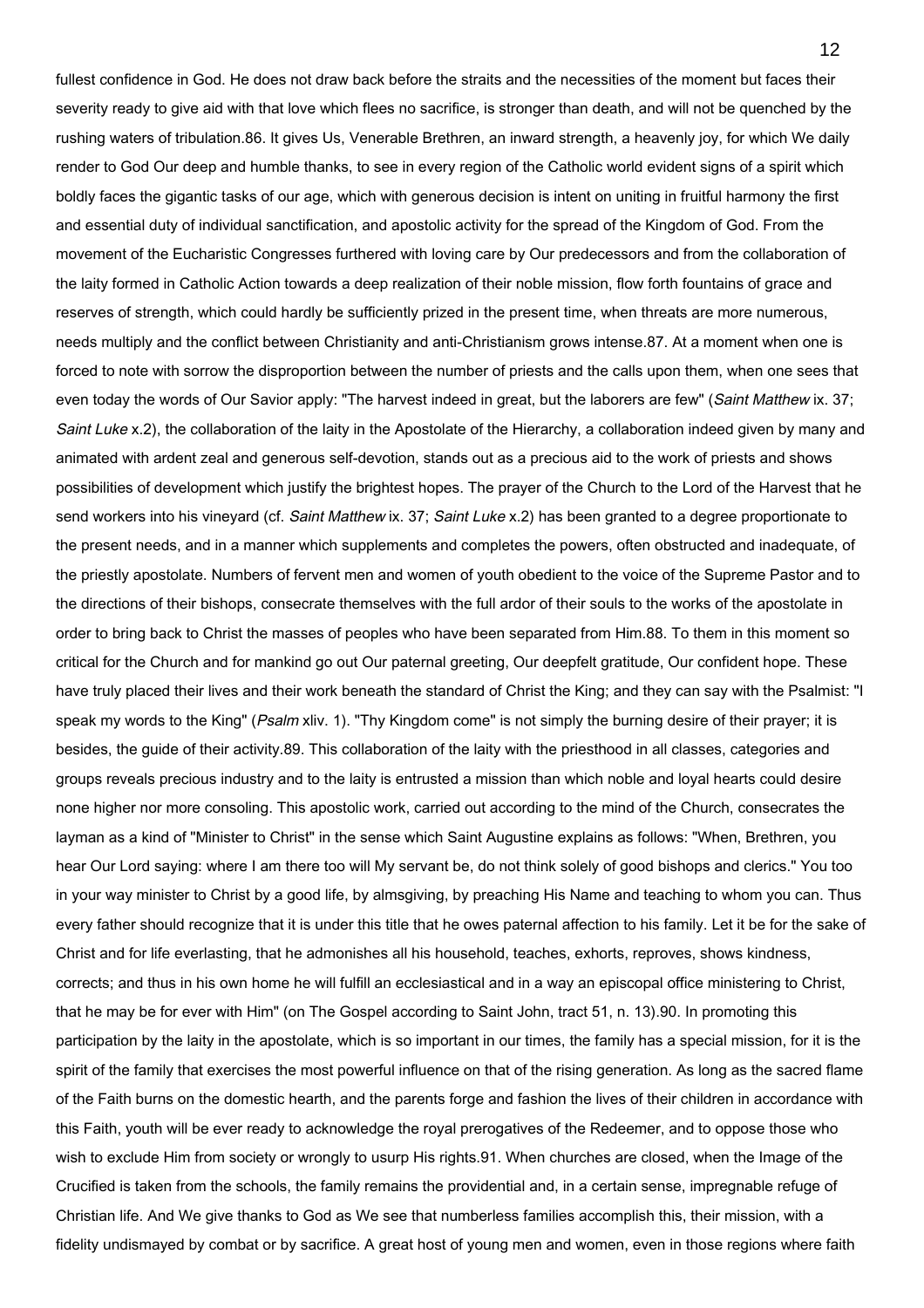fullest confidence in God. He does not draw back before the straits and the necessities of the moment but faces their severity ready to give aid with that love which flees no sacrifice, is stronger than death, and will not be quenched by the rushing waters of tribulation.86. It gives Us, Venerable Brethren, an inward strength, a heavenly joy, for which We daily render to God Our deep and humble thanks, to see in every region of the Catholic world evident signs of a spirit which boldly faces the gigantic tasks of our age, which with generous decision is intent on uniting in fruitful harmony the first and essential duty of individual sanctification, and apostolic activity for the spread of the Kingdom of God. From the movement of the Eucharistic Congresses furthered with loving care by Our predecessors and from the collaboration of the laity formed in Catholic Action towards a deep realization of their noble mission, flow forth fountains of grace and reserves of strength, which could hardly be sufficiently prized in the present time, when threats are more numerous, needs multiply and the conflict between Christianity and anti-Christianism grows intense.87. At a moment when one is forced to note with sorrow the disproportion between the number of priests and the calls upon them, when one sees that even today the words of Our Savior apply: "The harvest indeed in great, but the laborers are few" (*Saint Matthew* ix. 37; *Saint Luke* x.2), the collaboration of the laity in the Apostolate of the Hierarchy, a collaboration indeed given by many and animated with ardent zeal and generous self-devotion, stands out as a precious aid to the work of priests and shows possibilities of development which justify the brightest hopes. The prayer of the Church to the Lord of the Harvest that he send workers into his vineyard (cf. *Saint Matthew* ix. 37; *Saint Luke* x.2) has been granted to a degree proportionate to the present needs, and in a manner which supplements and completes the powers, often obstructed and inadequate, of the priestly apostolate. Numbers of fervent men and women of youth obedient to the voice of the Supreme Pastor and to the directions of their bishops, consecrate themselves with the full ardor of their souls to the works of the apostolate in order to bring back to Christ the masses of peoples who have been separated from Him.88. To them in this moment so critical for the Church and for mankind go out Our paternal greeting, Our deepfelt gratitude, Our confident hope. These have truly placed their lives and their work beneath the standard of Christ the King; and they can say with the Psalmist: "I speak my words to the King" (*Psalm* xliv. 1). "Thy Kingdom come" is not simply the burning desire of their prayer; it is besides, the guide of their activity.89. This collaboration of the laity with the priesthood in all classes, categories and groups reveals precious industry and to the laity is entrusted a mission than which noble and loyal hearts could desire none higher nor more consoling. This apostolic work, carried out according to the mind of the Church, consecrates the layman as a kind of "Minister to Christ" in the sense which Saint Augustine explains as follows: "When, Brethren, you hear Our Lord saying: where I am there too will My servant be, do not think solely of good bishops and clerics." You too in your way minister to Christ by a good life, by almsgiving, by preaching His Name and teaching to whom you can. Thus every father should recognize that it is under this title that he owes paternal affection to his family. Let it be for the sake of Christ and for life everlasting, that he admonishes all his household, teaches, exhorts, reproves, shows kindness, corrects; and thus in his own home he will fulfill an ecclesiastical and in a way an episcopal office ministering to Christ, that he may be for ever with Him" (on The Gospel according to Saint John, tract 51, n. 13).90. In promoting this participation by the laity in the apostolate, which is so important in our times, the family has a special mission, for it is the spirit of the family that exercises the most powerful influence on that of the rising generation. As long as the sacred flame of the Faith burns on the domestic hearth, and the parents forge and fashion the lives of their children in accordance with this Faith, youth will be ever ready to acknowledge the royal prerogatives of the Redeemer, and to oppose those who wish to exclude Him from society or wrongly to usurp His rights.91. When churches are closed, when the Image of the Crucified is taken from the schools, the family remains the providential and, in a certain sense, impregnable refuge of Christian life. And We give thanks to God as We see that numberless families accomplish this, their mission, with a fidelity undismayed by combat or by sacrifice. A great host of young men and women, even in those regions where faith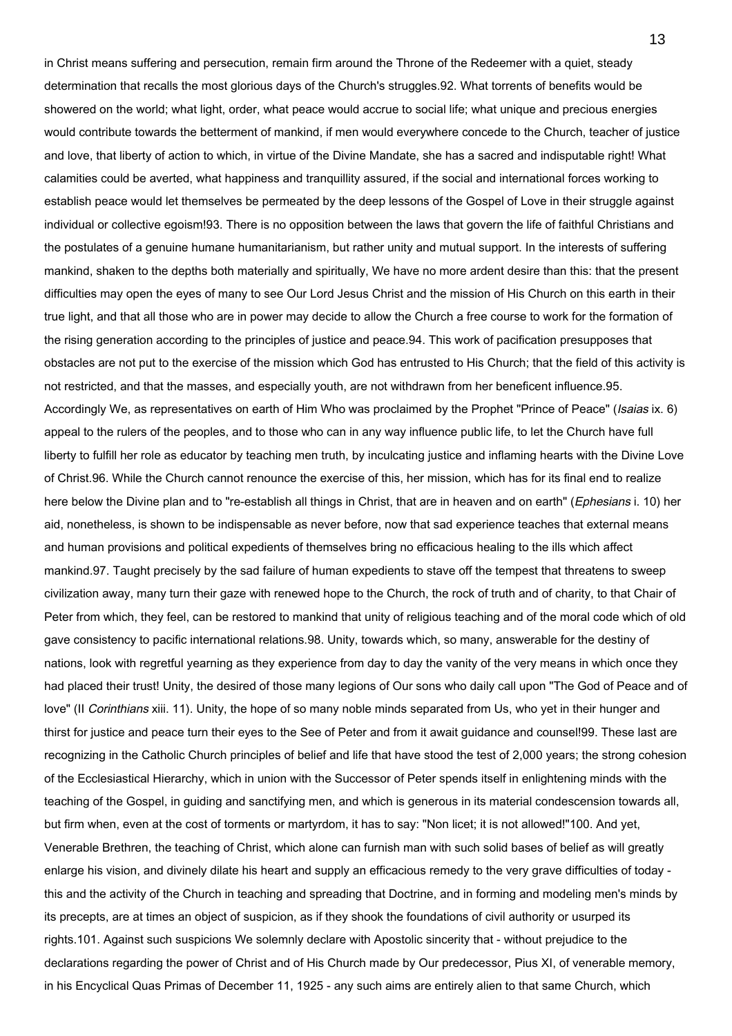in Christ means suffering and persecution, remain firm around the Throne of the Redeemer with a quiet, steady determination that recalls the most glorious days of the Church's struggles.92. What torrents of benefits would be showered on the world; what light, order, what peace would accrue to social life; what unique and precious energies would contribute towards the betterment of mankind, if men would everywhere concede to the Church, teacher of justice and love, that liberty of action to which, in virtue of the Divine Mandate, she has a sacred and indisputable right! What calamities could be averted, what happiness and tranquillity assured, if the social and international forces working to establish peace would let themselves be permeated by the deep lessons of the Gospel of Love in their struggle against individual or collective egoism!93. There is no opposition between the laws that govern the life of faithful Christians and the postulates of a genuine humane humanitarianism, but rather unity and mutual support. In the interests of suffering mankind, shaken to the depths both materially and spiritually, We have no more ardent desire than this: that the present difficulties may open the eyes of many to see Our Lord Jesus Christ and the mission of His Church on this earth in their true light, and that all those who are in power may decide to allow the Church a free course to work for the formation of the rising generation according to the principles of justice and peace.94. This work of pacification presupposes that obstacles are not put to the exercise of the mission which God has entrusted to His Church; that the field of this activity is not restricted, and that the masses, and especially youth, are not withdrawn from her beneficent influence.95. Accordingly We, as representatives on earth of Him Who was proclaimed by the Prophet "Prince of Peace" (*Isaias* ix. 6) appeal to the rulers of the peoples, and to those who can in any way influence public life, to let the Church have full liberty to fulfill her role as educator by teaching men truth, by inculcating justice and inflaming hearts with the Divine Love of Christ.96. While the Church cannot renounce the exercise of this, her mission, which has for its final end to realize here below the Divine plan and to "re-establish all things in Christ, that are in heaven and on earth" (*Ephesians* i. 10) her aid, nonetheless, is shown to be indispensable as never before, now that sad experience teaches that external means and human provisions and political expedients of themselves bring no efficacious healing to the ills which affect mankind.97. Taught precisely by the sad failure of human expedients to stave off the tempest that threatens to sweep civilization away, many turn their gaze with renewed hope to the Church, the rock of truth and of charity, to that Chair of Peter from which, they feel, can be restored to mankind that unity of religious teaching and of the moral code which of old gave consistency to pacific international relations.98. Unity, towards which, so many, answerable for the destiny of nations, look with regretful yearning as they experience from day to day the vanity of the very means in which once they had placed their trust! Unity, the desired of those many legions of Our sons who daily call upon "The God of Peace and of love" (II *Corinthians* xiii. 11). Unity, the hope of so many noble minds separated from Us, who yet in their hunger and thirst for justice and peace turn their eyes to the See of Peter and from it await guidance and counsel!99. These last are recognizing in the Catholic Church principles of belief and life that have stood the test of 2,000 years; the strong cohesion of the Ecclesiastical Hierarchy, which in union with the Successor of Peter spends itself in enlightening minds with the teaching of the Gospel, in guiding and sanctifying men, and which is generous in its material condescension towards all, but firm when, even at the cost of torments or martyrdom, it has to say: "Non licet; it is not allowed!"100. And yet, Venerable Brethren, the teaching of Christ, which alone can furnish man with such solid bases of belief as will greatly enlarge his vision, and divinely dilate his heart and supply an efficacious remedy to the very grave difficulties of today - this and the activity of the Church in teaching and spreading that Doctrine, and in forming and modeling men's minds by its precepts, are at times an object of suspicion, as if they shook the foundations of civil authority or usurped its rights.101. Against such suspicions We solemnly declare with Apostolic sincerity that - without prejudice to the declarations regarding the power of Christ and of His Church made by Our predecessor, Pius XI, of venerable memory, in his Encyclical Quas Primas of December 11, 1925 - any such aims are entirely alien to that same Church, which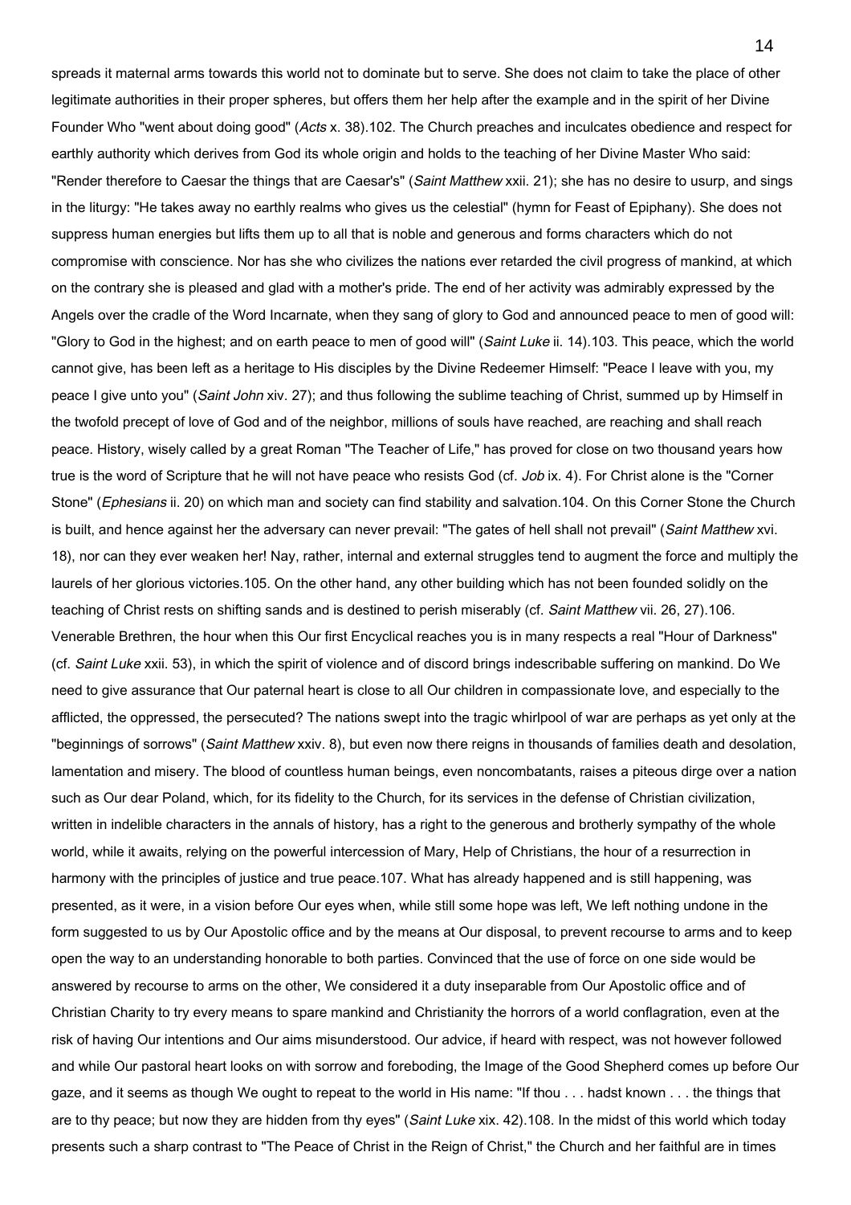spreads it maternal arms towards this world not to dominate but to serve. She does not claim to take the place of other legitimate authorities in their proper spheres, but offers them her help after the example and in the spirit of her Divine Founder Who "went about doing good" (*Acts* x. 38).102. The Church preaches and inculcates obedience and respect for earthly authority which derives from God its whole origin and holds to the teaching of her Divine Master Who said: "Render therefore to Caesar the things that are Caesar's" (*Saint Matthew* xxii. 21); she has no desire to usurp, and sings in the liturgy: "He takes away no earthly realms who gives us the celestial" (hymn for Feast of Epiphany). She does not suppress human energies but lifts them up to all that is noble and generous and forms characters which do not compromise with conscience. Nor has she who civilizes the nations ever retarded the civil progress of mankind, at which on the contrary she is pleased and glad with a mother's pride. The end of her activity was admirably expressed by the Angels over the cradle of the Word Incarnate, when they sang of glory to God and announced peace to men of good will: "Glory to God in the highest; and on earth peace to men of good will" (*Saint Luke* ii. 14).103. This peace, which the world cannot give, has been left as a heritage to His disciples by the Divine Redeemer Himself: "Peace I leave with you, my peace I give unto you" (*Saint John* xiv. 27); and thus following the sublime teaching of Christ, summed up by Himself in the twofold precept of love of God and of the neighbor, millions of souls have reached, are reaching and shall reach peace. History, wisely called by a great Roman "The Teacher of Life," has proved for close on two thousand years how true is the word of Scripture that he will not have peace who resists God (cf. *Job* ix. 4). For Christ alone is the "Corner Stone" (*Ephesians* ii. 20) on which man and society can find stability and salvation.104. On this Corner Stone the Church is built, and hence against her the adversary can never prevail: "The gates of hell shall not prevail" (*Saint Matthew* xvi. 18), nor can they ever weaken her! Nay, rather, internal and external struggles tend to augment the force and multiply the laurels of her glorious victories.105. On the other hand, any other building which has not been founded solidly on the teaching of Christ rests on shifting sands and is destined to perish miserably (cf. *Saint Matthew* vii. 26, 27).106. Venerable Brethren, the hour when this Our first Encyclical reaches you is in many respects a real "Hour of Darkness" (cf. *Saint Luke* xxii. 53), in which the spirit of violence and of discord brings indescribable suffering on mankind. Do We need to give assurance that Our paternal heart is close to all Our children in compassionate love, and especially to the afflicted, the oppressed, the persecuted? The nations swept into the tragic whirlpool of war are perhaps as yet only at the "beginnings of sorrows" (*Saint Matthew* xxiv. 8), but even now there reigns in thousands of families death and desolation, lamentation and misery. The blood of countless human beings, even noncombatants, raises a piteous dirge over a nation such as Our dear Poland, which, for its fidelity to the Church, for its services in the defense of Christian civilization, written in indelible characters in the annals of history, has a right to the generous and brotherly sympathy of the whole world, while it awaits, relying on the powerful intercession of Mary, Help of Christians, the hour of a resurrection in harmony with the principles of justice and true peace.107. What has already happened and is still happening, was presented, as it were, in a vision before Our eyes when, while still some hope was left, We left nothing undone in the form suggested to us by Our Apostolic office and by the means at Our disposal, to prevent recourse to arms and to keep open the way to an understanding honorable to both parties. Convinced that the use of force on one side would be answered by recourse to arms on the other, We considered it a duty inseparable from Our Apostolic office and of Christian Charity to try every means to spare mankind and Christianity the horrors of a world conflagration, even at the risk of having Our intentions and Our aims misunderstood. Our advice, if heard with respect, was not however followed and while Our pastoral heart looks on with sorrow and foreboding, the Image of the Good Shepherd comes up before Our gaze, and it seems as though We ought to repeat to the world in His name: "If thou . . . hadst known . . . the things that are to thy peace; but now they are hidden from thy eyes" (*Saint Luke* xix. 42).108. In the midst of this world which today presents such a sharp contrast to "The Peace of Christ in the Reign of Christ," the Church and her faithful are in times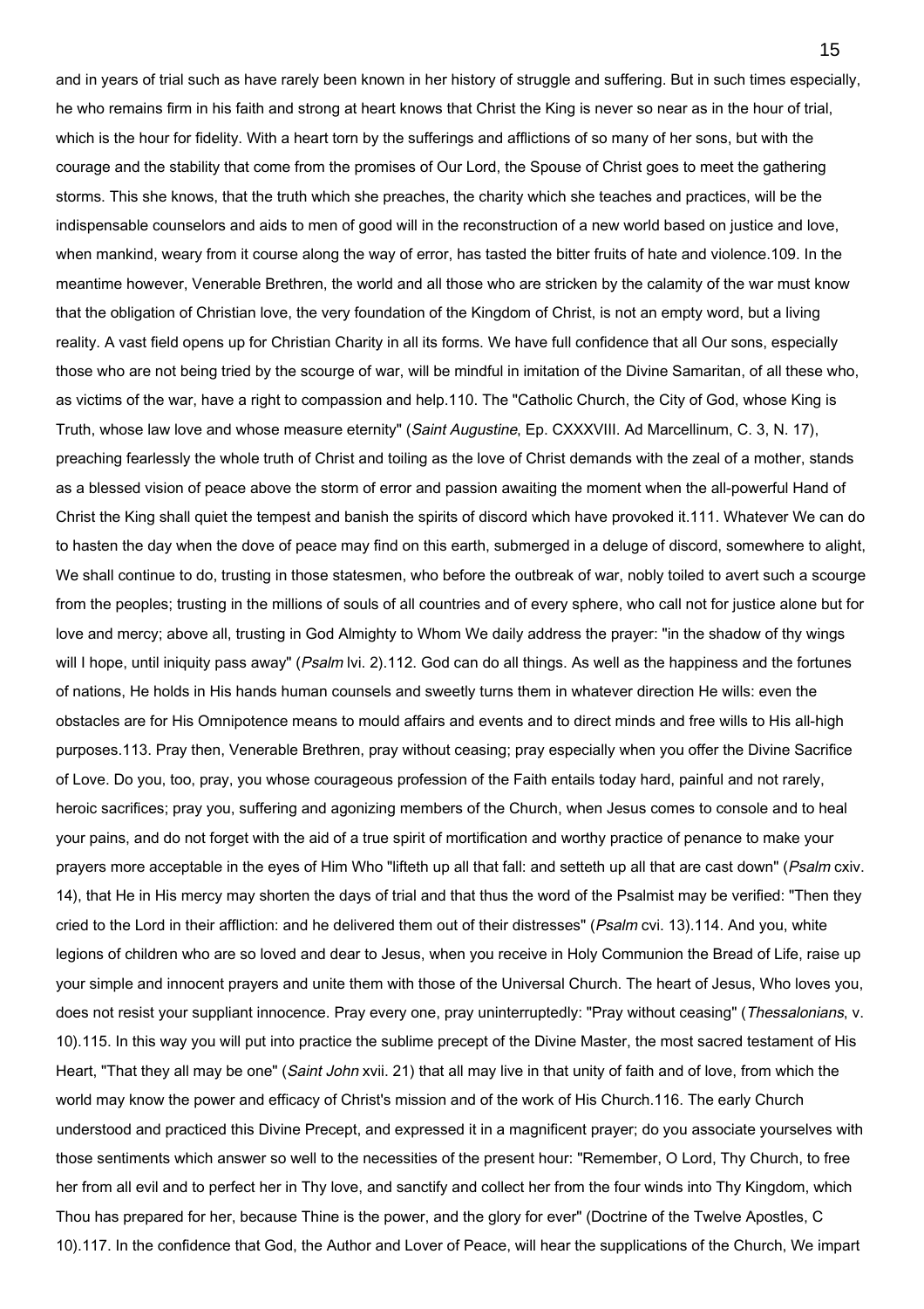and in years of trial such as have rarely been known in her history of struggle and suffering. But in such times especially, he who remains firm in his faith and strong at heart knows that Christ the King is never so near as in the hour of trial, which is the hour for fidelity. With a heart torn by the sufferings and afflictions of so many of her sons, but with the courage and the stability that come from the promises of Our Lord, the Spouse of Christ goes to meet the gathering storms. This she knows, that the truth which she preaches, the charity which she teaches and practices, will be the indispensable counselors and aids to men of good will in the reconstruction of a new world based on justice and love, when mankind, weary from it course along the way of error, has tasted the bitter fruits of hate and violence.109. In the meantime however, Venerable Brethren, the world and all those who are stricken by the calamity of the war must know that the obligation of Christian love, the very foundation of the Kingdom of Christ, is not an empty word, but a living reality. A vast field opens up for Christian Charity in all its forms. We have full confidence that all Our sons, especially those who are not being tried by the scourge of war, will be mindful in imitation of the Divine Samaritan, of all these who, as victims of the war, have a right to compassion and help.110. The "Catholic Church, the City of God, whose King is Truth, whose law love and whose measure eternity" (*Saint Augustine*, Ep. CXXXVIII. Ad Marcellinum, C. 3, N. 17), preaching fearlessly the whole truth of Christ and toiling as the love of Christ demands with the zeal of a mother, stands as a blessed vision of peace above the storm of error and passion awaiting the moment when the all-powerful Hand of Christ the King shall quiet the tempest and banish the spirits of discord which have provoked it.111. Whatever We can do to hasten the day when the dove of peace may find on this earth, submerged in a deluge of discord, somewhere to alight, We shall continue to do, trusting in those statesmen, who before the outbreak of war, nobly toiled to avert such a scourge from the peoples; trusting in the millions of souls of all countries and of every sphere, who call not for justice alone but for love and mercy; above all, trusting in God Almighty to Whom We daily address the prayer: "in the shadow of thy wings will I hope, until iniquity pass away" (*Psalm* lvi. 2).112. God can do all things. As well as the happiness and the fortunes of nations, He holds in His hands human counsels and sweetly turns them in whatever direction He wills: even the obstacles are for His Omnipotence means to mould affairs and events and to direct minds and free wills to His all-high purposes.113. Pray then, Venerable Brethren, pray without ceasing; pray especially when you offer the Divine Sacrifice of Love. Do you, too, pray, you whose courageous profession of the Faith entails today hard, painful and not rarely, heroic sacrifices; pray you, suffering and agonizing members of the Church, when Jesus comes to console and to heal your pains, and do not forget with the aid of a true spirit of mortification and worthy practice of penance to make your prayers more acceptable in the eyes of Him Who "lifteth up all that fall: and setteth up all that are cast down" (*Psalm* cxiv. 14), that He in His mercy may shorten the days of trial and that thus the word of the Psalmist may be verified: "Then they cried to the Lord in their affliction: and he delivered them out of their distresses" (*Psalm* cvi. 13).114. And you, white legions of children who are so loved and dear to Jesus, when you receive in Holy Communion the Bread of Life, raise up your simple and innocent prayers and unite them with those of the Universal Church. The heart of Jesus, Who loves you, does not resist your suppliant innocence. Pray every one, pray uninterruptedly: "Pray without ceasing" (*Thessalonians*, v. 10).115. In this way you will put into practice the sublime precept of the Divine Master, the most sacred testament of His Heart, "That they all may be one" (*Saint John* xvii. 21) that all may live in that unity of faith and of love, from which the world may know the power and efficacy of Christ's mission and of the work of His Church.116. The early Church understood and practiced this Divine Precept, and expressed it in a magnificent prayer; do you associate yourselves with those sentiments which answer so well to the necessities of the present hour: "Remember, O Lord, Thy Church, to free her from all evil and to perfect her in Thy love, and sanctify and collect her from the four winds into Thy Kingdom, which Thou has prepared for her, because Thine is the power, and the glory for ever" (Doctrine of the Twelve Apostles, C 10).117. In the confidence that God, the Author and Lover of Peace, will hear the supplications of the Church, We impart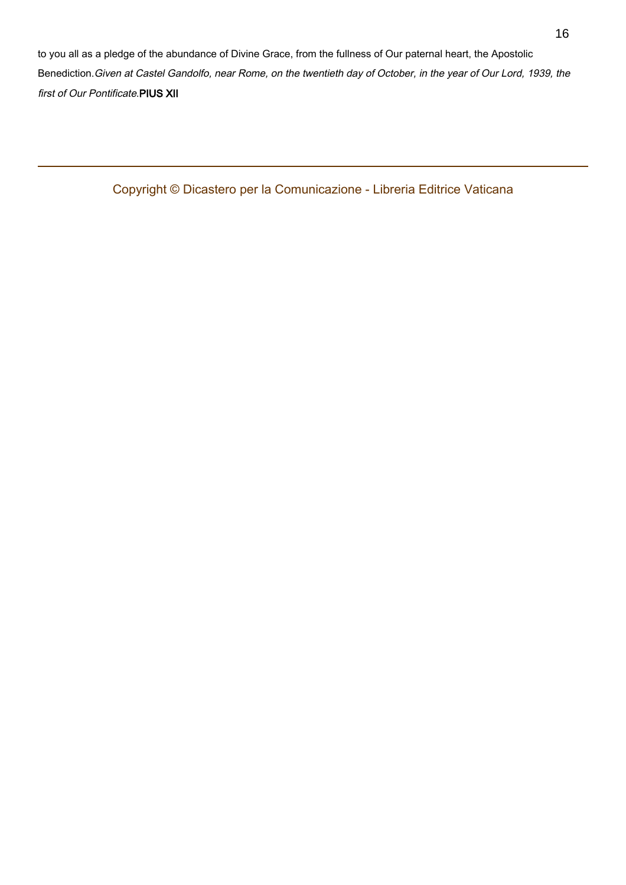to you all as a pledge of the abundance of Divine Grace, from the fullness of Our paternal heart, the Apostolic Benediction.*Given at Castel Gandolfo, near Rome, on the twentieth day of October, in the year of Our Lord, 1939, the first of Our Pontificate.***PIUS XII**

---

Copyright © Dicastero per la Comunicazione - Libreria Editrice Vaticana